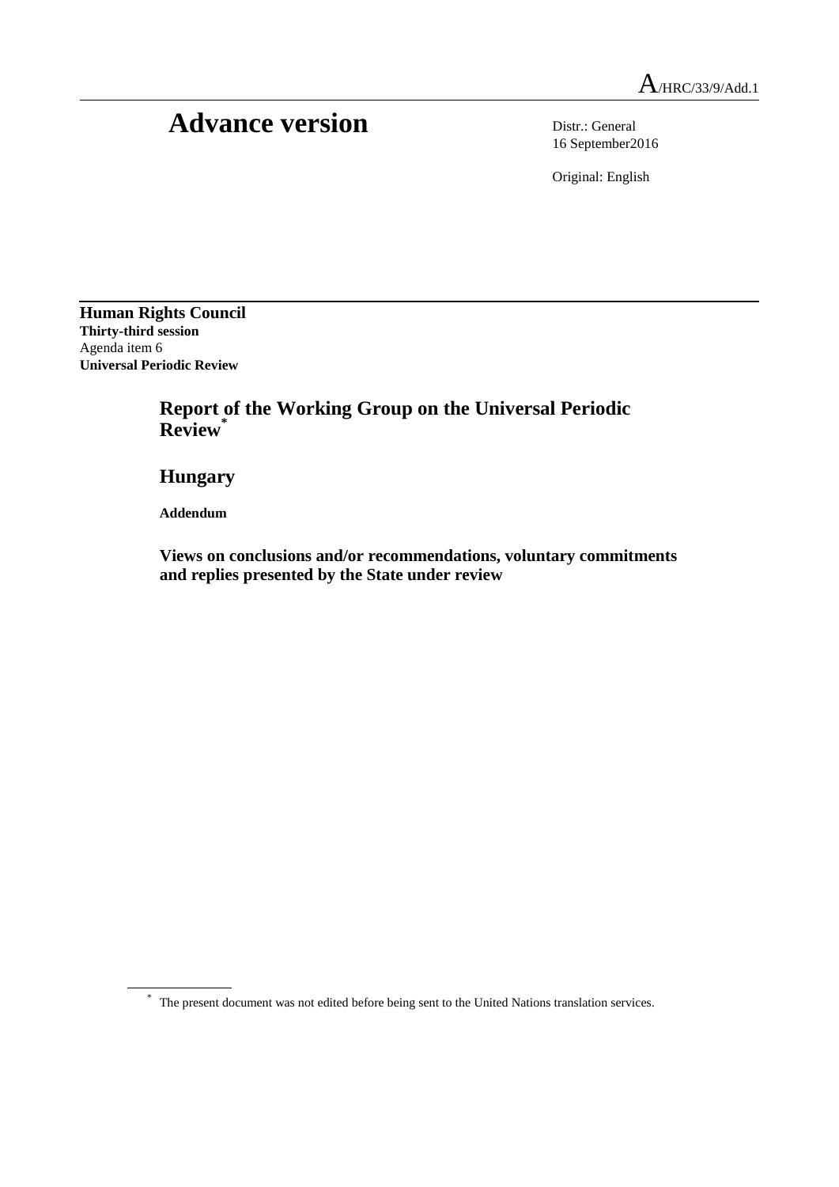A/HRC/33/9/Add.1

# Advance version

Distr.: General
16 September2016

Original: English

**Human Rights Council**
**Thirty-third session**
Agenda item 6
**Universal Periodic Review**

## Report of the Working Group on the Universal Periodic Review*

## Hungary

**Addendum**

### Views on conclusions and/or recommendations, voluntary commitments and replies presented by the State under review

\* The present document was not edited before being sent to the United Nations translation services.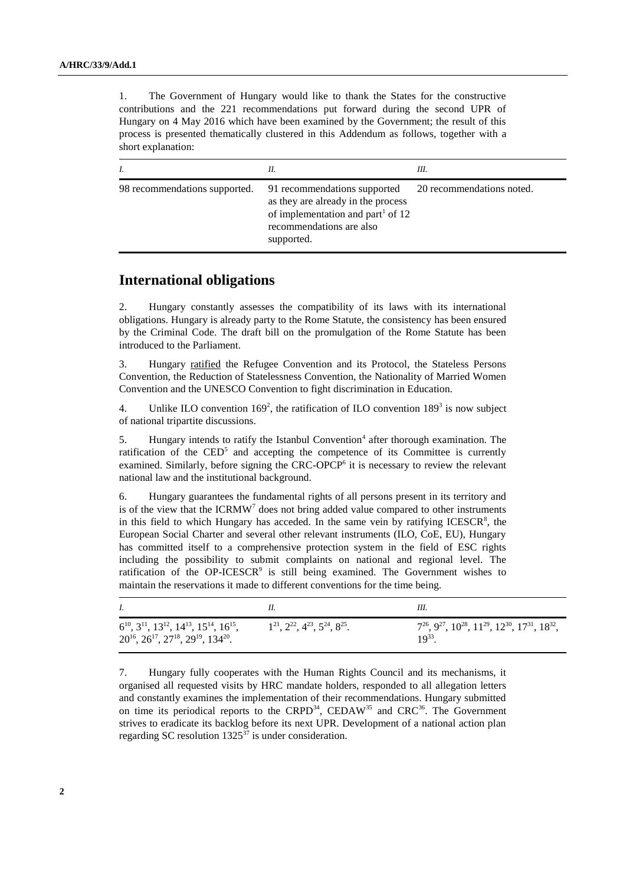1. The Government of Hungary would like to thank the States for the constructive contributions and the 221 recommendations put forward during the second UPR of Hungary on 4 May 2016 which have been examined by the Government; the result of this process is presented thematically clustered in this Addendum as follows, together with a short explanation:

| *I.* | *II.* | *III.* |
|---|---|---|
| 98 recommendations supported. | 91 recommendations supported as they are already in the process of implementation and part[1] of 12 recommendations are also supported. | 20 recommendations noted. |

## International obligations

2. Hungary constantly assesses the compatibility of its laws with its international obligations. Hungary is already party to the Rome Statute, the consistency has been ensured by the Criminal Code. The draft bill on the promulgation of the Rome Statute has been introduced to the Parliament.

3. Hungary ratified the Refugee Convention and its Protocol, the Stateless Persons Convention, the Reduction of Statelessness Convention, the Nationality of Married Women Convention and the UNESCO Convention to fight discrimination in Education.

4. Unlike ILO convention 169[2], the ratification of ILO convention 189[3] is now subject of national tripartite discussions.

5. Hungary intends to ratify the Istanbul Convention[4] after thorough examination. The ratification of the CED[5] and accepting the competence of its Committee is currently examined. Similarly, before signing the CRC-OPCP[6] it is necessary to review the relevant national law and the institutional background.

6. Hungary guarantees the fundamental rights of all persons present in its territory and is of the view that the ICRMW[7] does not bring added value compared to other instruments in this field to which Hungary has acceded. In the same vein by ratifying ICESCR[8], the European Social Charter and several other relevant instruments (ILO, CoE, EU), Hungary has committed itself to a comprehensive protection system in the field of ESC rights including the possibility to submit complaints on national and regional level. The ratification of the OP-ICESCR[9] is still being examined. The Government wishes to maintain the reservations it made to different conventions for the time being.

| *I.* | *II.* | *III.* |
|---|---|---|
| 6[10], 3[11], 13[12], 14[13], 15[14], 16[15], 20[16], 26[17], 27[18], 29[19], 134[20]. | 1[21], 2[22], 4[23], 5[24], 8[25]. | 7[26], 9[27], 10[28], 11[29], 12[30], 17[31], 18[32], 19[33]. |

7. Hungary fully cooperates with the Human Rights Council and its mechanisms, it organised all requested visits by HRC mandate holders, responded to all allegation letters and constantly examines the implementation of their recommendations. Hungary submitted on time its periodical reports to the CRPD[34], CEDAW[35] and CRC[36]. The Government strives to eradicate its backlog before its next UPR. Development of a national action plan regarding SC resolution 1325[37] is under consideration.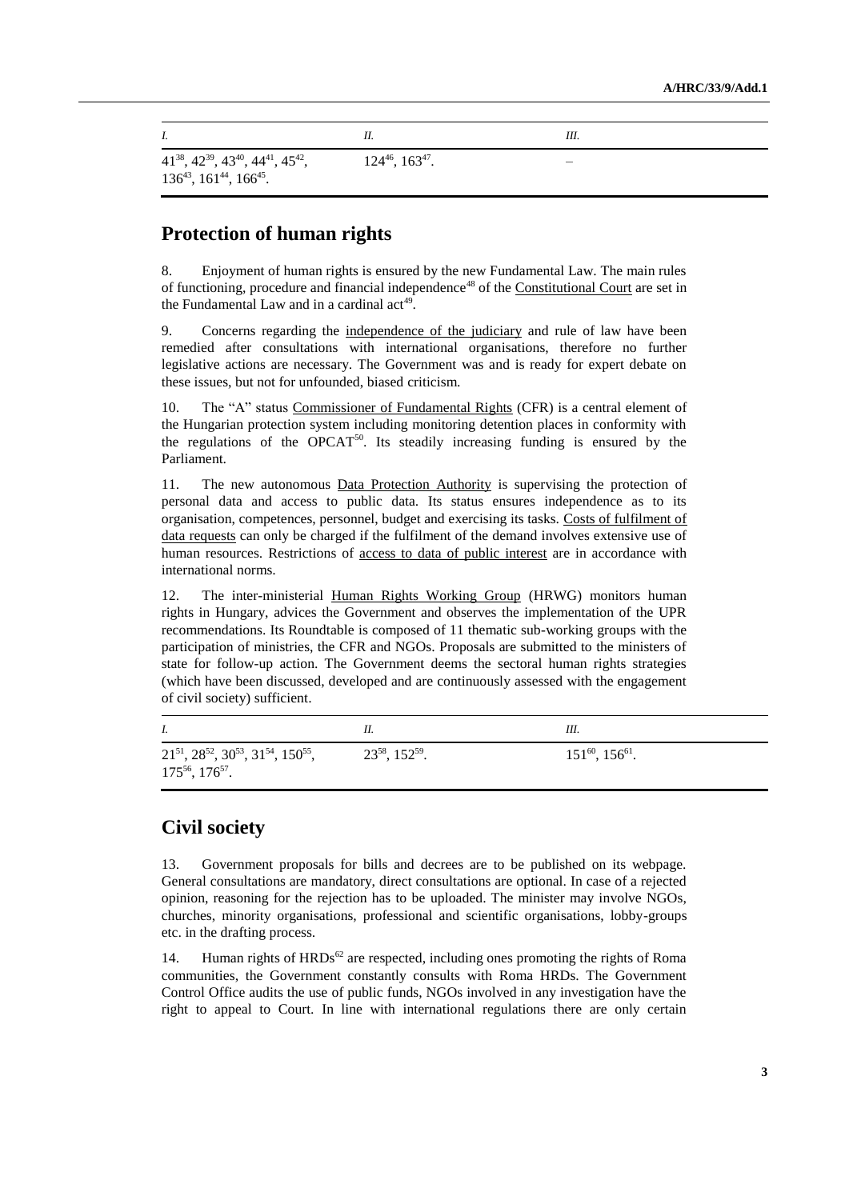| I. | II. | III. |
|---|---|---|
| 41[38], 42[39], 43[40], 44[41], 45[42], 136[43], 161[44], 166[45]. | 124[46], 163[47]. | – |

## Protection of human rights

8. Enjoyment of human rights is ensured by the new Fundamental Law. The main rules of functioning, procedure and financial independence[48] of the Constitutional Court are set in the Fundamental Law and in a cardinal act[49].

9. Concerns regarding the independence of the judiciary and rule of law have been remedied after consultations with international organisations, therefore no further legislative actions are necessary. The Government was and is ready for expert debate on these issues, but not for unfounded, biased criticism.

10. The "A" status Commissioner of Fundamental Rights (CFR) is a central element of the Hungarian protection system including monitoring detention places in conformity with the regulations of the OPCAT[50]. Its steadily increasing funding is ensured by the Parliament.

11. The new autonomous Data Protection Authority is supervising the protection of personal data and access to public data. Its status ensures independence as to its organisation, competences, personnel, budget and exercising its tasks. Costs of fulfilment of data requests can only be charged if the fulfilment of the demand involves extensive use of human resources. Restrictions of access to data of public interest are in accordance with international norms.

12. The inter-ministerial Human Rights Working Group (HRWG) monitors human rights in Hungary, advices the Government and observes the implementation of the UPR recommendations. Its Roundtable is composed of 11 thematic sub-working groups with the participation of ministries, the CFR and NGOs. Proposals are submitted to the ministers of state for follow-up action. The Government deems the sectoral human rights strategies (which have been discussed, developed and are continuously assessed with the engagement of civil society) sufficient.

| I. | II. | III. |
|---|---|---|
| 21[51], 28[52], 30[53], 31[54], 150[55], 175[56], 176[57]. | 23[58], 152[59]. | 151[60], 156[61]. |

## Civil society

13. Government proposals for bills and decrees are to be published on its webpage. General consultations are mandatory, direct consultations are optional. In case of a rejected opinion, reasoning for the rejection has to be uploaded. The minister may involve NGOs, churches, minority organisations, professional and scientific organisations, lobby-groups etc. in the drafting process.

14. Human rights of HRDs[62] are respected, including ones promoting the rights of Roma communities, the Government constantly consults with Roma HRDs. The Government Control Office audits the use of public funds, NGOs involved in any investigation have the right to appeal to Court. In line with international regulations there are only certain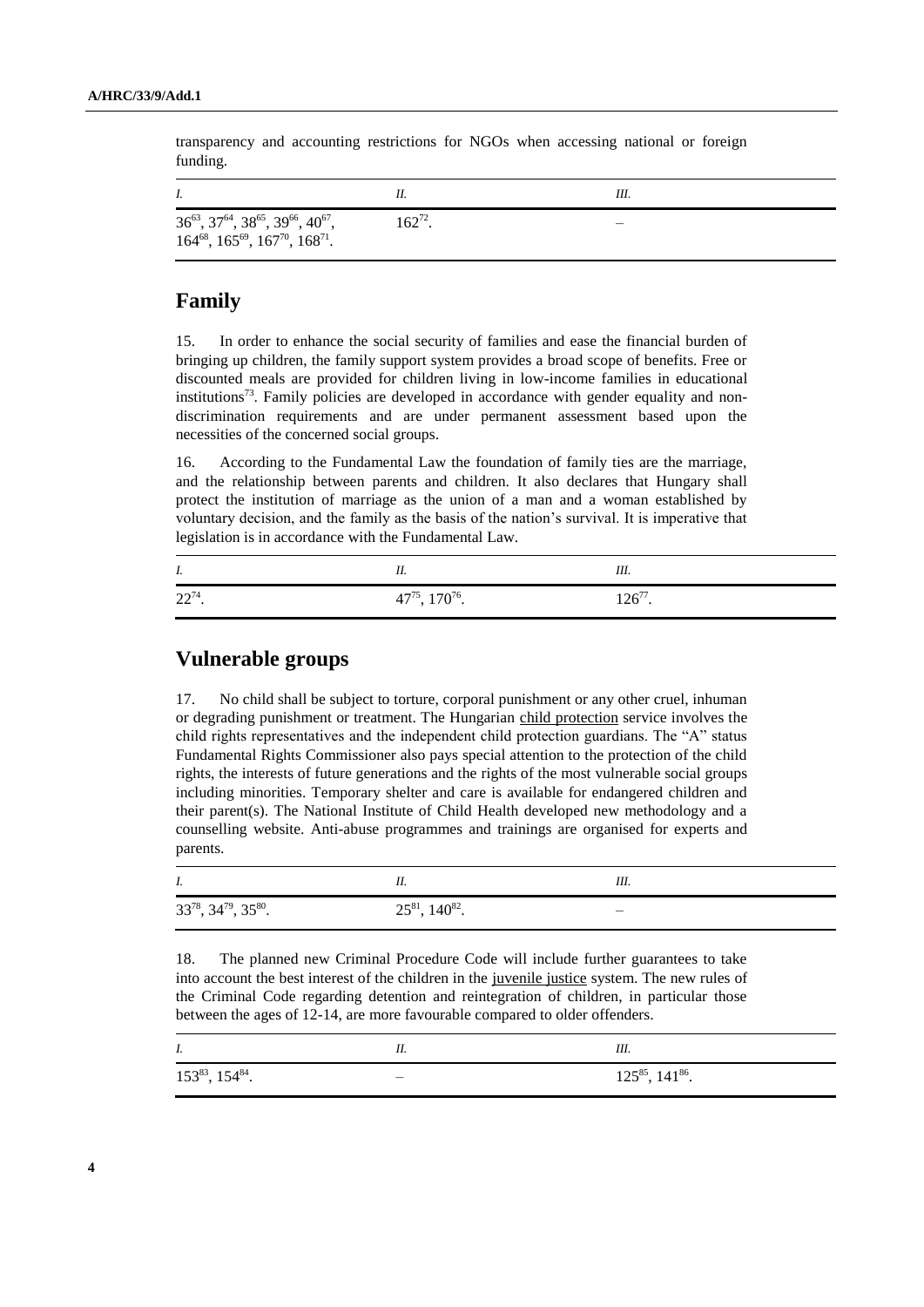transparency and accounting restrictions for NGOs when accessing national or foreign funding.

| *I.* | *II.* | *III.* |
|---|---|---|
| 36[63], 37[64], 38[65], 39[66], 40[67], 164[68], 165[69], 167[70], 168[71]. | 162[72]. | – |

## Family

15. In order to enhance the social security of families and ease the financial burden of bringing up children, the family support system provides a broad scope of benefits. Free or discounted meals are provided for children living in low-income families in educational institutions[73]. Family policies are developed in accordance with gender equality and non-discrimination requirements and are under permanent assessment based upon the necessities of the concerned social groups.

16. According to the Fundamental Law the foundation of family ties are the marriage, and the relationship between parents and children. It also declares that Hungary shall protect the institution of marriage as the union of a man and a woman established by voluntary decision, and the family as the basis of the nation's survival. It is imperative that legislation is in accordance with the Fundamental Law.

| *I.* | *II.* | *III.* |
|---|---|---|
| 22[74]. | 47[75], 170[76]. | 126[77]. |

## Vulnerable groups

17. No child shall be subject to torture, corporal punishment or any other cruel, inhuman or degrading punishment or treatment. The Hungarian child protection service involves the child rights representatives and the independent child protection guardians. The "A" status Fundamental Rights Commissioner also pays special attention to the protection of the child rights, the interests of future generations and the rights of the most vulnerable social groups including minorities. Temporary shelter and care is available for endangered children and their parent(s). The National Institute of Child Health developed new methodology and a counselling website. Anti-abuse programmes and trainings are organised for experts and parents.

| *I.* | *II.* | *III.* |
|---|---|---|
| 33[78], 34[79], 35[80]. | 25[81], 140[82]. | – |

18. The planned new Criminal Procedure Code will include further guarantees to take into account the best interest of the children in the juvenile justice system. The new rules of the Criminal Code regarding detention and reintegration of children, in particular those between the ages of 12-14, are more favourable compared to older offenders.

| *I.* | *II.* | *III.* |
|---|---|---|
| 153[83], 154[84]. | – | 125[85], 141[86]. |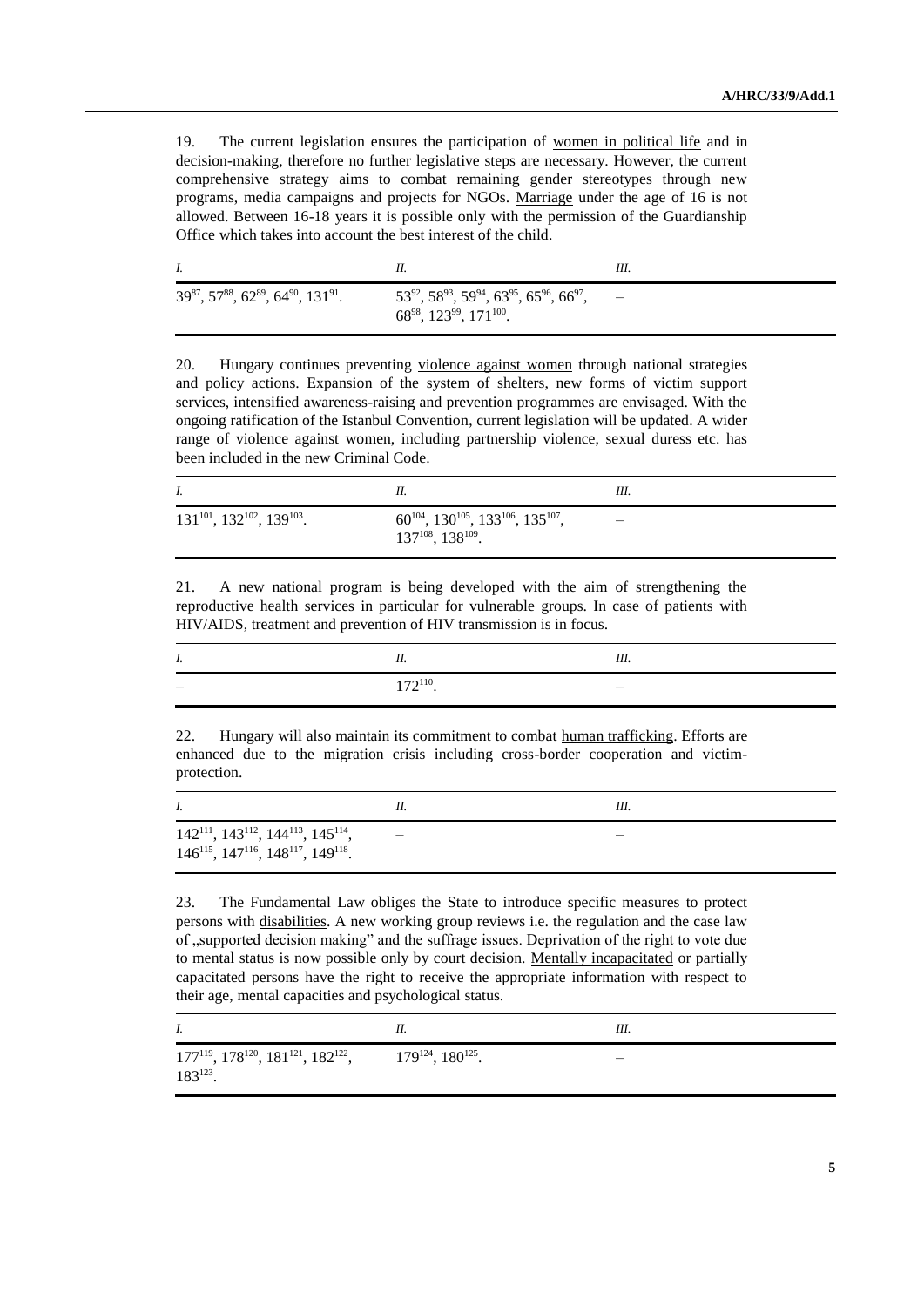19. The current legislation ensures the participation of women in political life and in decision-making, therefore no further legislative steps are necessary. However, the current comprehensive strategy aims to combat remaining gender stereotypes through new programs, media campaigns and projects for NGOs. Marriage under the age of 16 is not allowed. Between 16-18 years it is possible only with the permission of the Guardianship Office which takes into account the best interest of the child.

| *I.* | *II.* | *III.* |
|---|---|---|
| 39[87], 57[88], 62[89], 64[90], 131[91]. | 53[92], 58[93], 59[94], 63[95], 65[96], 66[97], 68[98], 123[99], 171[100]. | – |

20. Hungary continues preventing violence against women through national strategies and policy actions. Expansion of the system of shelters, new forms of victim support services, intensified awareness-raising and prevention programmes are envisaged. With the ongoing ratification of the Istanbul Convention, current legislation will be updated. A wider range of violence against women, including partnership violence, sexual duress etc. has been included in the new Criminal Code.

| *I.* | *II.* | *III.* |
|---|---|---|
| 131[101], 132[102], 139[103]. | 60[104], 130[105], 133[106], 135[107], 137[108], 138[109]. | – |

21. A new national program is being developed with the aim of strengthening the reproductive health services in particular for vulnerable groups. In case of patients with HIV/AIDS, treatment and prevention of HIV transmission is in focus.

| *I.* | *II.* | *III.* |
|---|---|---|
| – | 172[110]. | – |

22. Hungary will also maintain its commitment to combat human trafficking. Efforts are enhanced due to the migration crisis including cross-border cooperation and victim-protection.

| *I.* | *II.* | *III.* |
|---|---|---|
| 142[111], 143[112], 144[113], 145[114], 146[115], 147[116], 148[117], 149[118]. | – | – |

23. The Fundamental Law obliges the State to introduce specific measures to protect persons with disabilities. A new working group reviews i.e. the regulation and the case law of „supported decision making" and the suffrage issues. Deprivation of the right to vote due to mental status is now possible only by court decision. Mentally incapacitated or partially capacitated persons have the right to receive the appropriate information with respect to their age, mental capacities and psychological status.

| *I.* | *II.* | *III.* |
|---|---|---|
| 177[119], 178[120], 181[121], 182[122], 183[123]. | 179[124], 180[125]. | – |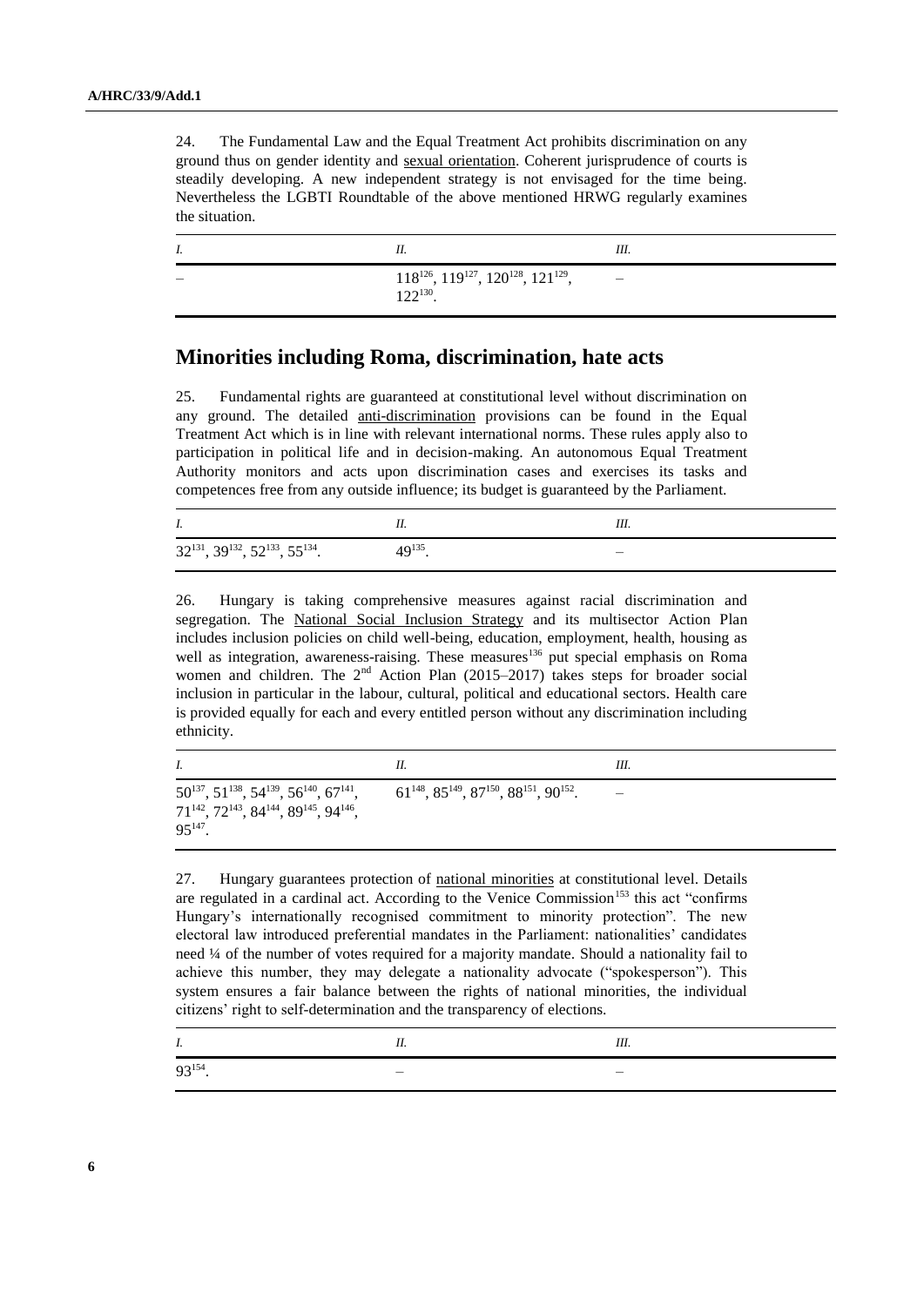24. The Fundamental Law and the Equal Treatment Act prohibits discrimination on any ground thus on gender identity and sexual orientation. Coherent jurisprudence of courts is steadily developing. A new independent strategy is not envisaged for the time being. Nevertheless the LGBTI Roundtable of the above mentioned HRWG regularly examines the situation.

| *I.* | *II.* | *III.* |
| --- | --- | --- |
| – | 118[126], 119[127], 120[128], 121[129], 122[130]. | – |

## Minorities including Roma, discrimination, hate acts

25. Fundamental rights are guaranteed at constitutional level without discrimination on any ground. The detailed anti-discrimination provisions can be found in the Equal Treatment Act which is in line with relevant international norms. These rules apply also to participation in political life and in decision-making. An autonomous Equal Treatment Authority monitors and acts upon discrimination cases and exercises its tasks and competences free from any outside influence; its budget is guaranteed by the Parliament.

| *I.* | *II.* | *III.* |
| --- | --- | --- |
| 32[131], 39[132], 52[133], 55[134]. | 49[135]. | – |

26. Hungary is taking comprehensive measures against racial discrimination and segregation. The National Social Inclusion Strategy and its multisector Action Plan includes inclusion policies on child well-being, education, employment, health, housing as well as integration, awareness-raising. These measures[136] put special emphasis on Roma women and children. The 2nd Action Plan (2015–2017) takes steps for broader social inclusion in particular in the labour, cultural, political and educational sectors. Health care is provided equally for each and every entitled person without any discrimination including ethnicity.

| *I.* | *II.* | *III.* |
| --- | --- | --- |
| 50[137], 51[138], 54[139], 56[140], 67[141], 71[142], 72[143], 84[144], 89[145], 94[146], 95[147]. | 61[148], 85[149], 87[150], 88[151], 90[152]. | – |

27. Hungary guarantees protection of national minorities at constitutional level. Details are regulated in a cardinal act. According to the Venice Commission[153] this act "confirms Hungary's internationally recognised commitment to minority protection". The new electoral law introduced preferential mandates in the Parliament: nationalities' candidates need ¼ of the number of votes required for a majority mandate. Should a nationality fail to achieve this number, they may delegate a nationality advocate ("spokesperson"). This system ensures a fair balance between the rights of national minorities, the individual citizens' right to self-determination and the transparency of elections.

| *I.* | *II.* | *III.* |
| --- | --- | --- |
| 93[154]. | – | – |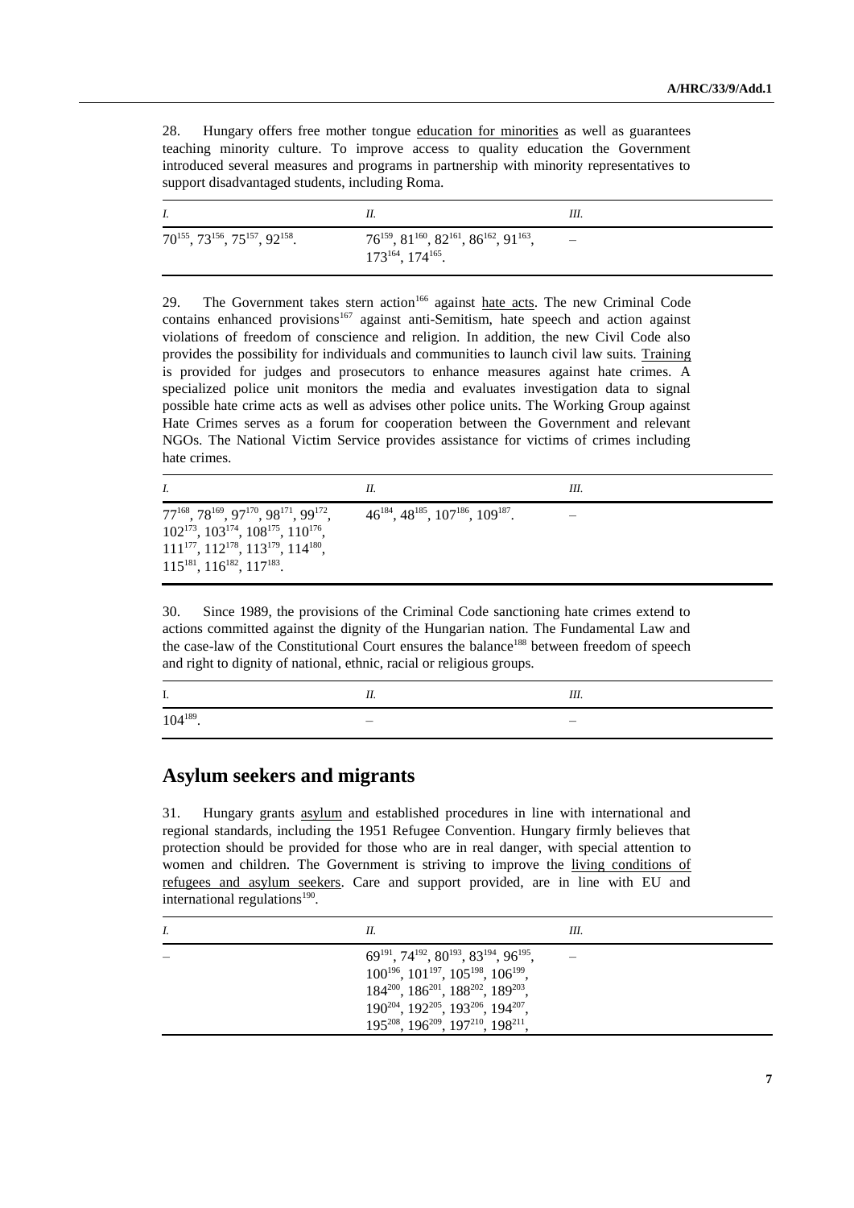28. Hungary offers free mother tongue education for minorities as well as guarantees teaching minority culture. To improve access to quality education the Government introduced several measures and programs in partnership with minority representatives to support disadvantaged students, including Roma.

| *I.* | *II.* | *III.* |
|---|---|---|
| 70[155], 73[156], 75[157], 92[158]. | 76[159], 81[160], 82[161], 86[162], 91[163], 173[164], 174[165]. | – |

29. The Government takes stern action[166] against hate acts. The new Criminal Code contains enhanced provisions[167] against anti-Semitism, hate speech and action against violations of freedom of conscience and religion. In addition, the new Civil Code also provides the possibility for individuals and communities to launch civil law suits. Training is provided for judges and prosecutors to enhance measures against hate crimes. A specialized police unit monitors the media and evaluates investigation data to signal possible hate crime acts as well as advises other police units. The Working Group against Hate Crimes serves as a forum for cooperation between the Government and relevant NGOs. The National Victim Service provides assistance for victims of crimes including hate crimes.

| *I.* | *II.* | *III.* |
|---|---|---|
| 77[168], 78[169], 97[170], 98[171], 99[172], 102[173], 103[174], 108[175], 110[176], 111[177], 112[178], 113[179], 114[180], 115[181], 116[182], 117[183]. | 46[184], 48[185], 107[186], 109[187]. | – |

30. Since 1989, the provisions of the Criminal Code sanctioning hate crimes extend to actions committed against the dignity of the Hungarian nation. The Fundamental Law and the case-law of the Constitutional Court ensures the balance[188] between freedom of speech and right to dignity of national, ethnic, racial or religious groups.

| I. | *II.* | *III.* |
|---|---|---|
| 104[189]. | – | – |

## Asylum seekers and migrants

31. Hungary grants asylum and established procedures in line with international and regional standards, including the 1951 Refugee Convention. Hungary firmly believes that protection should be provided for those who are in real danger, with special attention to women and children. The Government is striving to improve the living conditions of refugees and asylum seekers. Care and support provided, are in line with EU and international regulations[190].

| *I.* | *II.* | *III.* |
|---|---|---|
| – | 69[191], 74[192], 80[193], 83[194], 96[195], 100[196], 101[197], 105[198], 106[199], 184[200], 186[201], 188[202], 189[203], 190[204], 192[205], 193[206], 194[207], 195[208], 196[209], 197[210], 198[211], | – |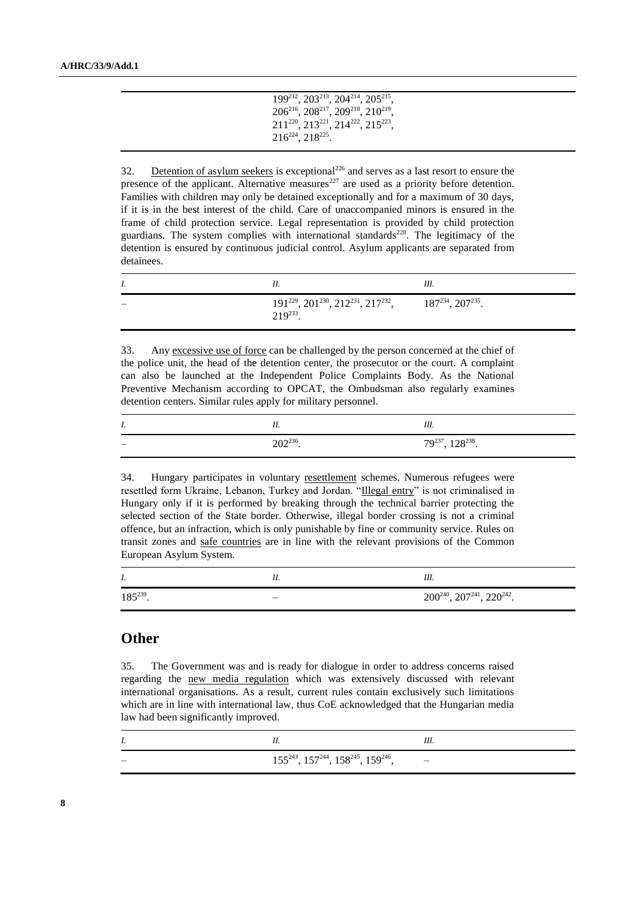| | | |
|---|---|---|
| | 199[212], 203[213], 204[214], 205[215], 206[216], 208[217], 209[218], 210[219], 211[220], 213[221], 214[222], 215[223], 216[224], 218[225]. | |

32. Detention of asylum seekers is exceptional[226] and serves as a last resort to ensure the presence of the applicant. Alternative measures[227] are used as a priority before detention. Families with children may only be detained exceptionally and for a maximum of 30 days, if it is in the best interest of the child. Care of unaccompanied minors is ensured in the frame of child protection service. Legal representation is provided by child protection guardians. The system complies with international standards[228]. The legitimacy of the detention is ensured by continuous judicial control. Asylum applicants are separated from detainees.

| *I.* | *II.* | *III.* |
|---|---|---|
| – | 191[229], 201[230], 212[231], 217[232], 219[233]. | 187[234], 207[235]. |

33. Any excessive use of force can be challenged by the person concerned at the chief of the police unit, the head of the detention center, the prosecutor or the court. A complaint can also be launched at the Independent Police Complaints Body. As the National Preventive Mechanism according to OPCAT, the Ombudsman also regularly examines detention centers. Similar rules apply for military personnel.

| *I.* | *II.* | *III.* |
|---|---|---|
| – | 202[236]. | 79[237], 128[238]. |

34. Hungary participates in voluntary resettlement schemes. Numerous refugees were resettled form Ukraine, Lebanon, Turkey and Jordan. "Illegal entry" is not criminalised in Hungary only if it is performed by breaking through the technical barrier protecting the selected section of the State border. Otherwise, illegal border crossing is not a criminal offence, but an infraction, which is only punishable by fine or community service. Rules on transit zones and safe countries are in line with the relevant provisions of the Common European Asylum System.

| *I.* | *II.* | *III.* |
|---|---|---|
| 185[239]. | – | 200[240], 207[241], 220[242]. |

## Other

35. The Government was and is ready for dialogue in order to address concerns raised regarding the new media regulation which was extensively discussed with relevant international organisations. As a result, current rules contain exclusively such limitations which are in line with international law, thus CoE acknowledged that the Hungarian media law had been significantly improved.

| *I.* | *II.* | *III.* |
|---|---|---|
| – | 155[243], 157[244], 158[245], 159[246], | – |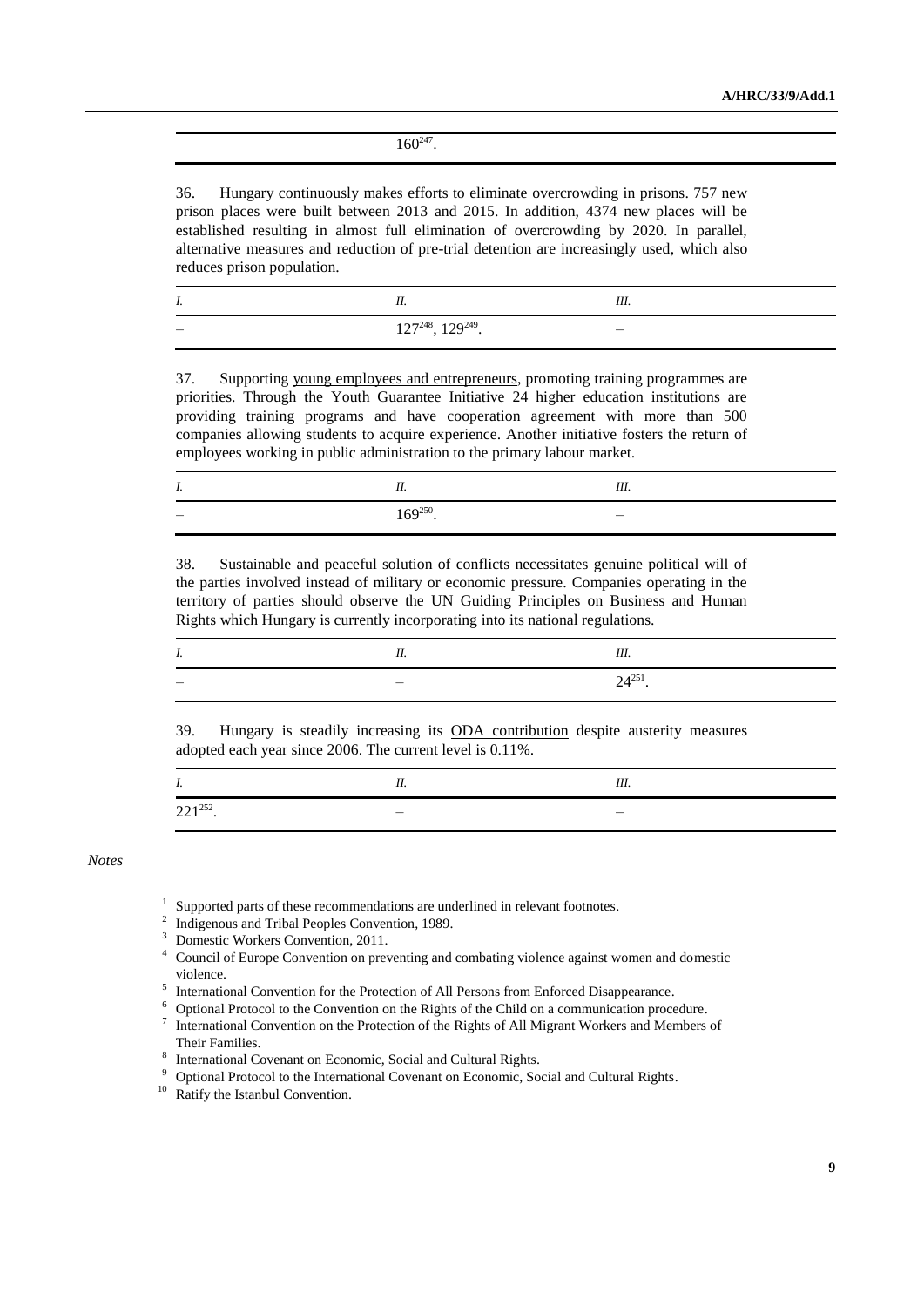| | 160[247]. | |
|---|---|---|

36. Hungary continuously makes efforts to eliminate overcrowding in prisons. 757 new prison places were built between 2013 and 2015. In addition, 4374 new places will be established resulting in almost full elimination of overcrowding by 2020. In parallel, alternative measures and reduction of pre-trial detention are increasingly used, which also reduces prison population.

| *I.* | *II.* | *III.* |
|---|---|---|
| – | 127[248], 129[249]. | – |

37. Supporting young employees and entrepreneurs, promoting training programmes are priorities. Through the Youth Guarantee Initiative 24 higher education institutions are providing training programs and have cooperation agreement with more than 500 companies allowing students to acquire experience. Another initiative fosters the return of employees working in public administration to the primary labour market.

| *I.* | *II.* | *III.* |
|---|---|---|
| – | 169[250]. | – |

38. Sustainable and peaceful solution of conflicts necessitates genuine political will of the parties involved instead of military or economic pressure. Companies operating in the territory of parties should observe the UN Guiding Principles on Business and Human Rights which Hungary is currently incorporating into its national regulations.

| *I.* | *II.* | *III.* |
|---|---|---|
| – | – | 24[251]. |

39. Hungary is steadily increasing its ODA contribution despite austerity measures adopted each year since 2006. The current level is 0.11%.

| *I.* | *II.* | *III.* |
|---|---|---|
| 221[252]. | – | – |

*Notes*

1 Supported parts of these recommendations are underlined in relevant footnotes.
2 Indigenous and Tribal Peoples Convention, 1989.
3 Domestic Workers Convention, 2011.
4 Council of Europe Convention on preventing and combating violence against women and domestic violence.
5 International Convention for the Protection of All Persons from Enforced Disappearance.
6 Optional Protocol to the Convention on the Rights of the Child on a communication procedure.
7 International Convention on the Protection of the Rights of All Migrant Workers and Members of Their Families.
8 International Covenant on Economic, Social and Cultural Rights.
9 Optional Protocol to the International Covenant on Economic, Social and Cultural Rights.
10 Ratify the Istanbul Convention.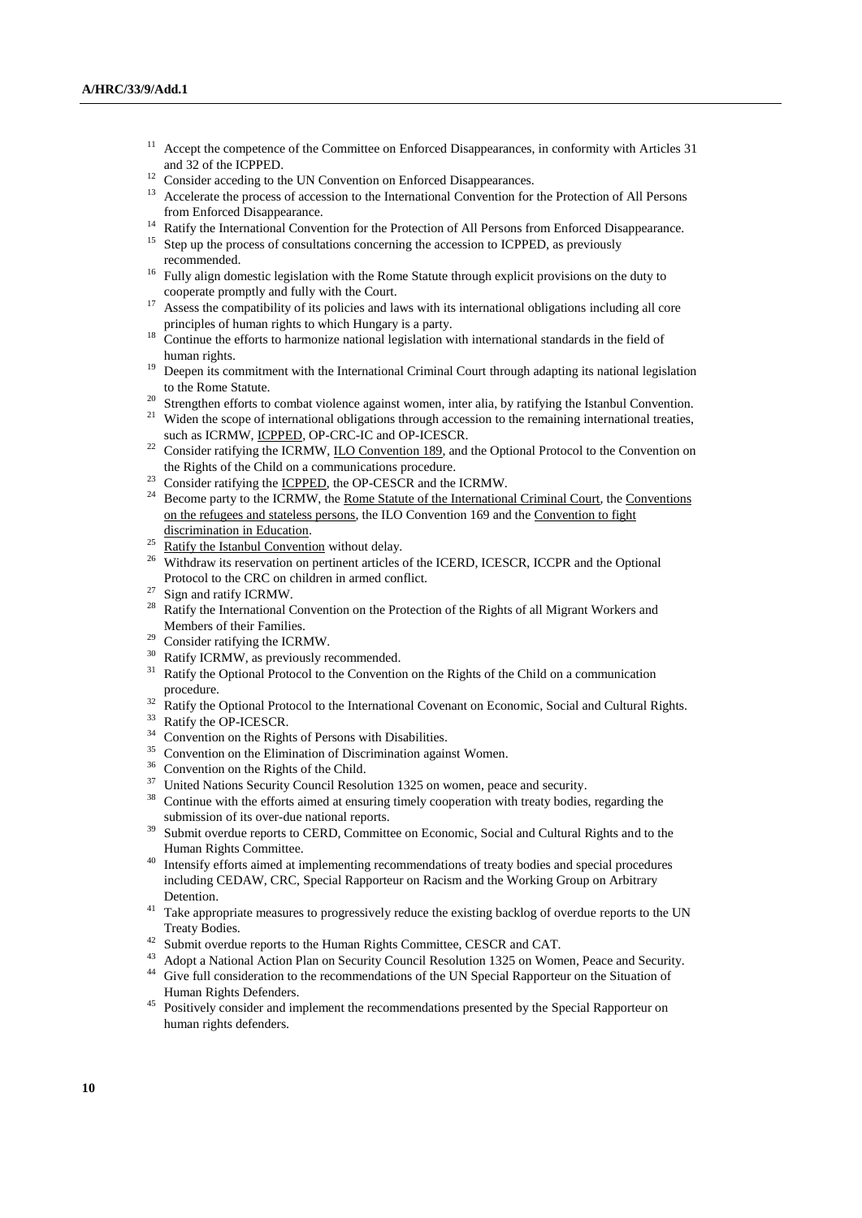[11] Accept the competence of the Committee on Enforced Disappearances, in conformity with Articles 31 and 32 of the ICPPED.

[12] Consider acceding to the UN Convention on Enforced Disappearances.

[13] Accelerate the process of accession to the International Convention for the Protection of All Persons from Enforced Disappearance.

[14] Ratify the International Convention for the Protection of All Persons from Enforced Disappearance.

[15] Step up the process of consultations concerning the accession to ICPPED, as previously recommended.

[16] Fully align domestic legislation with the Rome Statute through explicit provisions on the duty to cooperate promptly and fully with the Court.

[17] Assess the compatibility of its policies and laws with its international obligations including all core principles of human rights to which Hungary is a party.

[18] Continue the efforts to harmonize national legislation with international standards in the field of human rights.

[19] Deepen its commitment with the International Criminal Court through adapting its national legislation to the Rome Statute.

[20] Strengthen efforts to combat violence against women, inter alia, by ratifying the Istanbul Convention.

[21] Widen the scope of international obligations through accession to the remaining international treaties, such as ICRMW, ICPPED, OP-CRC-IC and OP-ICESCR.

[22] Consider ratifying the ICRMW, ILO Convention 189, and the Optional Protocol to the Convention on the Rights of the Child on a communications procedure.

[23] Consider ratifying the ICPPED, the OP-CESCR and the ICRMW.

[24] Become party to the ICRMW, the Rome Statute of the International Criminal Court, the Conventions on the refugees and stateless persons, the ILO Convention 169 and the Convention to fight discrimination in Education.

[25] Ratify the Istanbul Convention without delay.

[26] Withdraw its reservation on pertinent articles of the ICERD, ICESCR, ICCPR and the Optional Protocol to the CRC on children in armed conflict.

[27] Sign and ratify ICRMW.

[28] Ratify the International Convention on the Protection of the Rights of all Migrant Workers and Members of their Families.

[29] Consider ratifying the ICRMW.

[30] Ratify ICRMW, as previously recommended.

[31] Ratify the Optional Protocol to the Convention on the Rights of the Child on a communication procedure.

[32] Ratify the Optional Protocol to the International Covenant on Economic, Social and Cultural Rights.

[33] Ratify the OP-ICESCR.

[34] Convention on the Rights of Persons with Disabilities.

[35] Convention on the Elimination of Discrimination against Women.

[36] Convention on the Rights of the Child.

[37] United Nations Security Council Resolution 1325 on women, peace and security.

[38] Continue with the efforts aimed at ensuring timely cooperation with treaty bodies, regarding the submission of its over-due national reports.

[39] Submit overdue reports to CERD, Committee on Economic, Social and Cultural Rights and to the Human Rights Committee.

[40] Intensify efforts aimed at implementing recommendations of treaty bodies and special procedures including CEDAW, CRC, Special Rapporteur on Racism and the Working Group on Arbitrary Detention.

[41] Take appropriate measures to progressively reduce the existing backlog of overdue reports to the UN Treaty Bodies.

[42] Submit overdue reports to the Human Rights Committee, CESCR and CAT.

[43] Adopt a National Action Plan on Security Council Resolution 1325 on Women, Peace and Security.

[44] Give full consideration to the recommendations of the UN Special Rapporteur on the Situation of Human Rights Defenders.

[45] Positively consider and implement the recommendations presented by the Special Rapporteur on human rights defenders.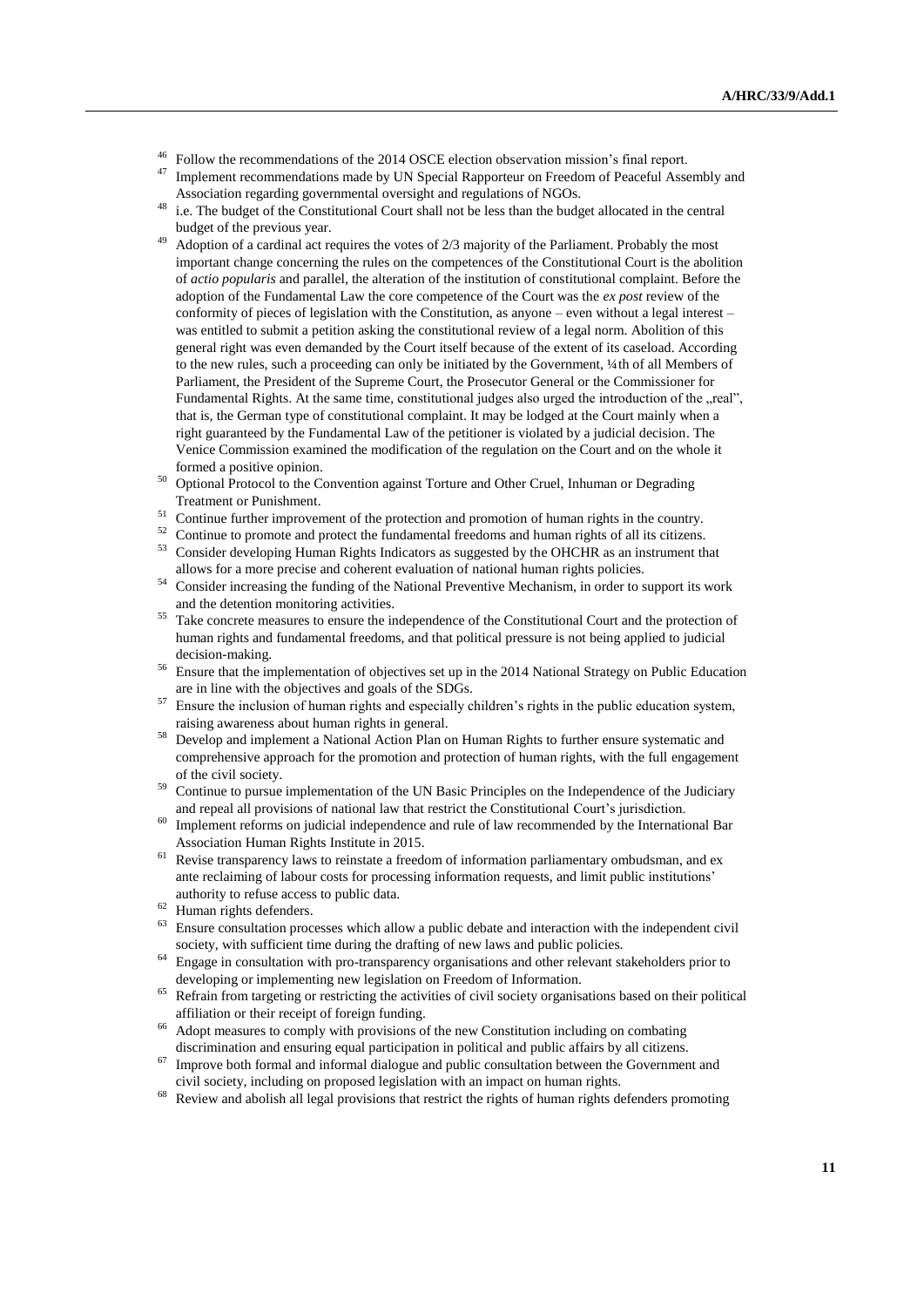[46] Follow the recommendations of the 2014 OSCE election observation mission's final report.

[47] Implement recommendations made by UN Special Rapporteur on Freedom of Peaceful Assembly and Association regarding governmental oversight and regulations of NGOs.

[48] i.e. The budget of the Constitutional Court shall not be less than the budget allocated in the central budget of the previous year.

[49] Adoption of a cardinal act requires the votes of 2/3 majority of the Parliament. Probably the most important change concerning the rules on the competences of the Constitutional Court is the abolition of *actio popularis* and parallel, the alteration of the institution of constitutional complaint. Before the adoption of the Fundamental Law the core competence of the Court was the *ex post* review of the conformity of pieces of legislation with the Constitution, as anyone – even without a legal interest – was entitled to submit a petition asking the constitutional review of a legal norm. Abolition of this general right was even demanded by the Court itself because of the extent of its caseload. According to the new rules, such a proceeding can only be initiated by the Government, ¼th of all Members of Parliament, the President of the Supreme Court, the Prosecutor General or the Commissioner for Fundamental Rights. At the same time, constitutional judges also urged the introduction of the „real", that is, the German type of constitutional complaint. It may be lodged at the Court mainly when a right guaranteed by the Fundamental Law of the petitioner is violated by a judicial decision. The Venice Commission examined the modification of the regulation on the Court and on the whole it formed a positive opinion.

[50] Optional Protocol to the Convention against Torture and Other Cruel, Inhuman or Degrading Treatment or Punishment.

[51] Continue further improvement of the protection and promotion of human rights in the country.

[52] Continue to promote and protect the fundamental freedoms and human rights of all its citizens.

[53] Consider developing Human Rights Indicators as suggested by the OHCHR as an instrument that allows for a more precise and coherent evaluation of national human rights policies.

[54] Consider increasing the funding of the National Preventive Mechanism, in order to support its work and the detention monitoring activities.

[55] Take concrete measures to ensure the independence of the Constitutional Court and the protection of human rights and fundamental freedoms, and that political pressure is not being applied to judicial decision-making.

[56] Ensure that the implementation of objectives set up in the 2014 National Strategy on Public Education are in line with the objectives and goals of the SDGs.

[57] Ensure the inclusion of human rights and especially children's rights in the public education system, raising awareness about human rights in general.

[58] Develop and implement a National Action Plan on Human Rights to further ensure systematic and comprehensive approach for the promotion and protection of human rights, with the full engagement of the civil society.

[59] Continue to pursue implementation of the UN Basic Principles on the Independence of the Judiciary and repeal all provisions of national law that restrict the Constitutional Court's jurisdiction.

[60] Implement reforms on judicial independence and rule of law recommended by the International Bar Association Human Rights Institute in 2015.

[61] Revise transparency laws to reinstate a freedom of information parliamentary ombudsman, and ex ante reclaiming of labour costs for processing information requests, and limit public institutions' authority to refuse access to public data.

[62] Human rights defenders.

[63] Ensure consultation processes which allow a public debate and interaction with the independent civil society, with sufficient time during the drafting of new laws and public policies.

[64] Engage in consultation with pro-transparency organisations and other relevant stakeholders prior to developing or implementing new legislation on Freedom of Information.

[65] Refrain from targeting or restricting the activities of civil society organisations based on their political affiliation or their receipt of foreign funding.

[66] Adopt measures to comply with provisions of the new Constitution including on combating discrimination and ensuring equal participation in political and public affairs by all citizens.

[67] Improve both formal and informal dialogue and public consultation between the Government and civil society, including on proposed legislation with an impact on human rights.

[68] Review and abolish all legal provisions that restrict the rights of human rights defenders promoting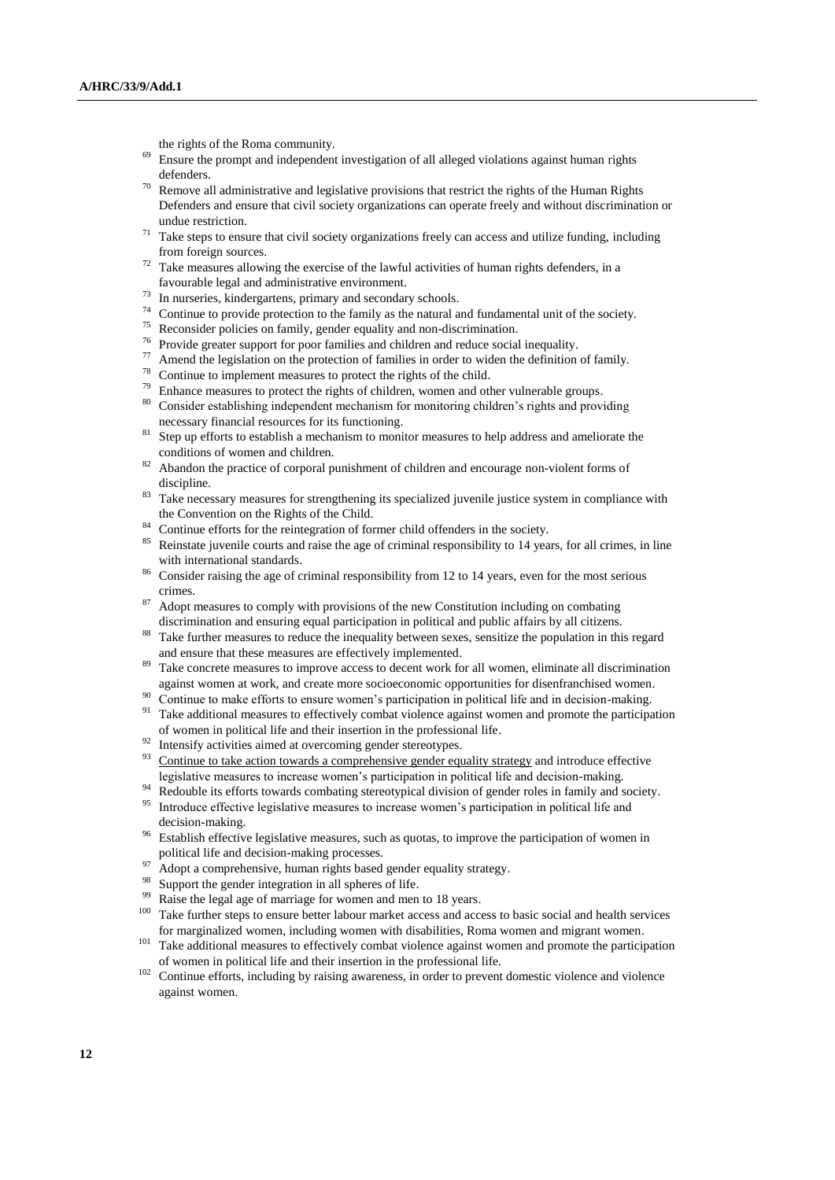the rights of the Roma community.

[69] Ensure the prompt and independent investigation of all alleged violations against human rights defenders.

[70] Remove all administrative and legislative provisions that restrict the rights of the Human Rights Defenders and ensure that civil society organizations can operate freely and without discrimination or undue restriction.

[71] Take steps to ensure that civil society organizations freely can access and utilize funding, including from foreign sources.

[72] Take measures allowing the exercise of the lawful activities of human rights defenders, in a favourable legal and administrative environment.

[73] In nurseries, kindergartens, primary and secondary schools.

[74] Continue to provide protection to the family as the natural and fundamental unit of the society.

[75] Reconsider policies on family, gender equality and non-discrimination.

[76] Provide greater support for poor families and children and reduce social inequality.

[77] Amend the legislation on the protection of families in order to widen the definition of family.

[78] Continue to implement measures to protect the rights of the child.

[79] Enhance measures to protect the rights of children, women and other vulnerable groups.

[80] Consider establishing independent mechanism for monitoring children's rights and providing necessary financial resources for its functioning.

[81] Step up efforts to establish a mechanism to monitor measures to help address and ameliorate the conditions of women and children.

[82] Abandon the practice of corporal punishment of children and encourage non-violent forms of discipline.

[83] Take necessary measures for strengthening its specialized juvenile justice system in compliance with the Convention on the Rights of the Child.

[84] Continue efforts for the reintegration of former child offenders in the society.

[85] Reinstate juvenile courts and raise the age of criminal responsibility to 14 years, for all crimes, in line with international standards.

[86] Consider raising the age of criminal responsibility from 12 to 14 years, even for the most serious crimes.

[87] Adopt measures to comply with provisions of the new Constitution including on combating discrimination and ensuring equal participation in political and public affairs by all citizens.

[88] Take further measures to reduce the inequality between sexes, sensitize the population in this regard and ensure that these measures are effectively implemented.

[89] Take concrete measures to improve access to decent work for all women, eliminate all discrimination against women at work, and create more socioeconomic opportunities for disenfranchised women.

[90] Continue to make efforts to ensure women's participation in political life and in decision-making.

[91] Take additional measures to effectively combat violence against women and promote the participation of women in political life and their insertion in the professional life.

[92] Intensify activities aimed at overcoming gender stereotypes.

[93] Continue to take action towards a comprehensive gender equality strategy and introduce effective legislative measures to increase women's participation in political life and decision-making.

[94] Redouble its efforts towards combating stereotypical division of gender roles in family and society.

[95] Introduce effective legislative measures to increase women's participation in political life and decision-making.

[96] Establish effective legislative measures, such as quotas, to improve the participation of women in political life and decision-making processes.

[97] Adopt a comprehensive, human rights based gender equality strategy.

[98] Support the gender integration in all spheres of life.

[99] Raise the legal age of marriage for women and men to 18 years.

[100] Take further steps to ensure better labour market access and access to basic social and health services for marginalized women, including women with disabilities, Roma women and migrant women.

[101] Take additional measures to effectively combat violence against women and promote the participation of women in political life and their insertion in the professional life.

[102] Continue efforts, including by raising awareness, in order to prevent domestic violence and violence against women.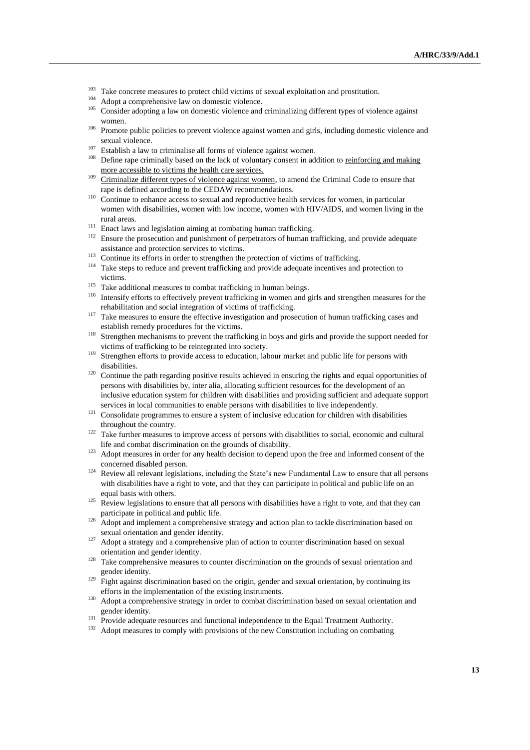[103] Take concrete measures to protect child victims of sexual exploitation and prostitution.

[104] Adopt a comprehensive law on domestic violence.

[105] Consider adopting a law on domestic violence and criminalizing different types of violence against women.

[106] Promote public policies to prevent violence against women and girls, including domestic violence and sexual violence.

[107] Establish a law to criminalise all forms of violence against women.

[108] Define rape criminally based on the lack of voluntary consent in addition to <u>reinforcing and making more accessible to victims the health care services.</u>

[109] <u>Criminalize different types of violence against women</u>, to amend the Criminal Code to ensure that rape is defined according to the CEDAW recommendations.

[110] Continue to enhance access to sexual and reproductive health services for women, in particular women with disabilities, women with low income, women with HIV/AIDS, and women living in the rural areas.

[111] Enact laws and legislation aiming at combating human trafficking.

[112] Ensure the prosecution and punishment of perpetrators of human trafficking, and provide adequate assistance and protection services to victims.

[113] Continue its efforts in order to strengthen the protection of victims of trafficking.

[114] Take steps to reduce and prevent trafficking and provide adequate incentives and protection to victims.

[115] Take additional measures to combat trafficking in human beings.

[116] Intensify efforts to effectively prevent trafficking in women and girls and strengthen measures for the rehabilitation and social integration of victims of trafficking.

[117] Take measures to ensure the effective investigation and prosecution of human trafficking cases and establish remedy procedures for the victims.

[118] Strengthen mechanisms to prevent the trafficking in boys and girls and provide the support needed for victims of trafficking to be reintegrated into society.

[119] Strengthen efforts to provide access to education, labour market and public life for persons with disabilities.

[120] Continue the path regarding positive results achieved in ensuring the rights and equal opportunities of persons with disabilities by, inter alia, allocating sufficient resources for the development of an inclusive education system for children with disabilities and providing sufficient and adequate support services in local communities to enable persons with disabilities to live independently.

[121] Consolidate programmes to ensure a system of inclusive education for children with disabilities throughout the country.

[122] Take further measures to improve access of persons with disabilities to social, economic and cultural life and combat discrimination on the grounds of disability.

[123] Adopt measures in order for any health decision to depend upon the free and informed consent of the concerned disabled person.

[124] Review all relevant legislations, including the State's new Fundamental Law to ensure that all persons with disabilities have a right to vote, and that they can participate in political and public life on an equal basis with others.

[125] Review legislations to ensure that all persons with disabilities have a right to vote, and that they can participate in political and public life.

[126] Adopt and implement a comprehensive strategy and action plan to tackle discrimination based on sexual orientation and gender identity.

[127] Adopt a strategy and a comprehensive plan of action to counter discrimination based on sexual orientation and gender identity.

[128] Take comprehensive measures to counter discrimination on the grounds of sexual orientation and gender identity.

[129] Fight against discrimination based on the origin, gender and sexual orientation, by continuing its efforts in the implementation of the existing instruments.

[130] Adopt a comprehensive strategy in order to combat discrimination based on sexual orientation and gender identity.

[131] Provide adequate resources and functional independence to the Equal Treatment Authority.

[132] Adopt measures to comply with provisions of the new Constitution including on combating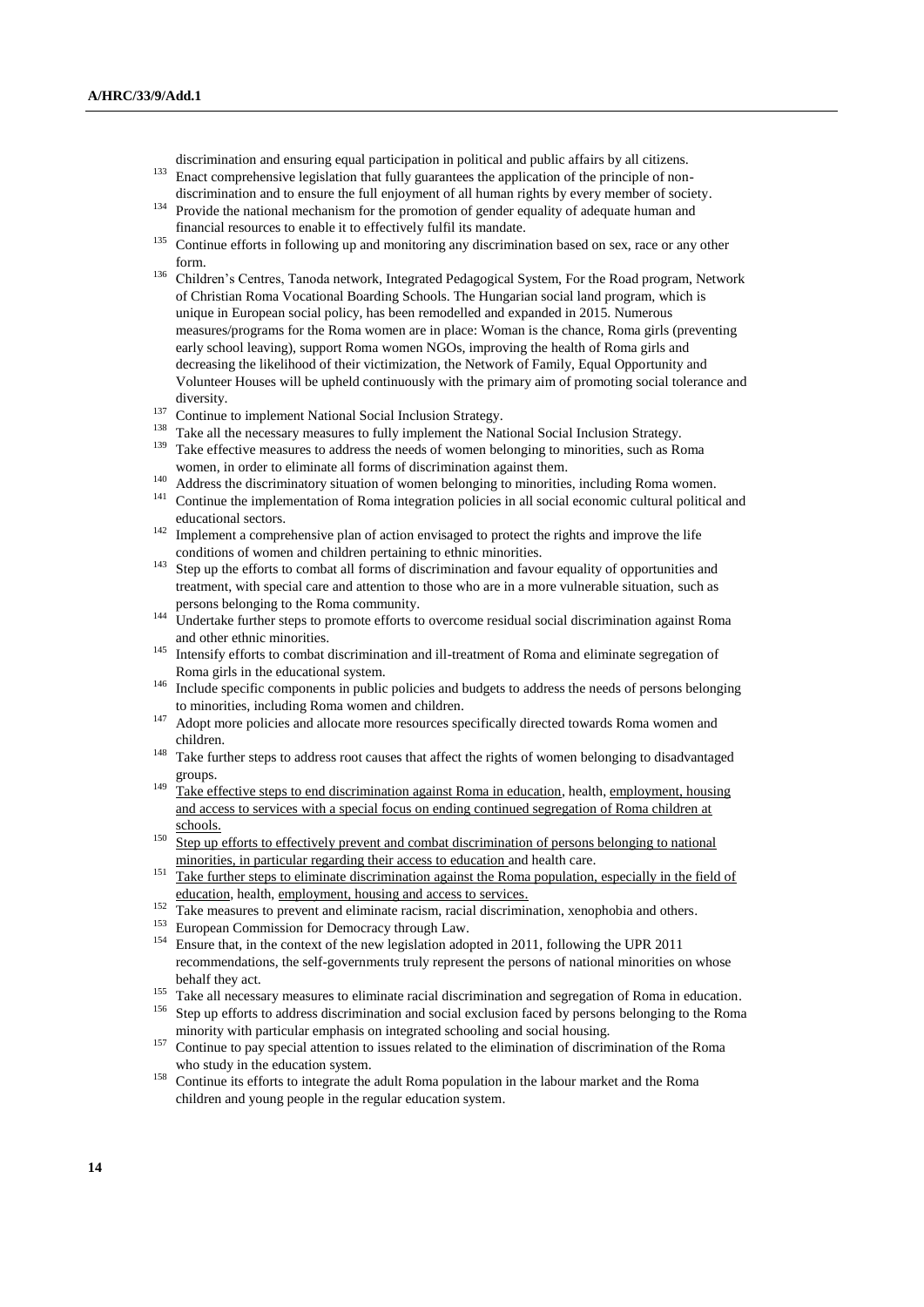discrimination and ensuring equal participation in political and public affairs by all citizens.

[133] Enact comprehensive legislation that fully guarantees the application of the principle of non-discrimination and to ensure the full enjoyment of all human rights by every member of society.

[134] Provide the national mechanism for the promotion of gender equality of adequate human and financial resources to enable it to effectively fulfil its mandate.

[135] Continue efforts in following up and monitoring any discrimination based on sex, race or any other form.

[136] Children's Centres, Tanoda network, Integrated Pedagogical System, For the Road program, Network of Christian Roma Vocational Boarding Schools. The Hungarian social land program, which is unique in European social policy, has been remodelled and expanded in 2015. Numerous measures/programs for the Roma women are in place: Woman is the chance, Roma girls (preventing early school leaving), support Roma women NGOs, improving the health of Roma girls and decreasing the likelihood of their victimization, the Network of Family, Equal Opportunity and Volunteer Houses will be upheld continuously with the primary aim of promoting social tolerance and diversity.

[137] Continue to implement National Social Inclusion Strategy.

[138] Take all the necessary measures to fully implement the National Social Inclusion Strategy.

[139] Take effective measures to address the needs of women belonging to minorities, such as Roma women, in order to eliminate all forms of discrimination against them.

[140] Address the discriminatory situation of women belonging to minorities, including Roma women.

[141] Continue the implementation of Roma integration policies in all social economic cultural political and educational sectors.

[142] Implement a comprehensive plan of action envisaged to protect the rights and improve the life conditions of women and children pertaining to ethnic minorities.

[143] Step up the efforts to combat all forms of discrimination and favour equality of opportunities and treatment, with special care and attention to those who are in a more vulnerable situation, such as persons belonging to the Roma community.

[144] Undertake further steps to promote efforts to overcome residual social discrimination against Roma and other ethnic minorities.

[145] Intensify efforts to combat discrimination and ill-treatment of Roma and eliminate segregation of Roma girls in the educational system.

[146] Include specific components in public policies and budgets to address the needs of persons belonging to minorities, including Roma women and children.

[147] Adopt more policies and allocate more resources specifically directed towards Roma women and children.

[148] Take further steps to address root causes that affect the rights of women belonging to disadvantaged groups.

[149] Take effective steps to end discrimination against Roma in education, health, employment, housing and access to services with a special focus on ending continued segregation of Roma children at schools.

[150] Step up efforts to effectively prevent and combat discrimination of persons belonging to national minorities, in particular regarding their access to education and health care.

[151] Take further steps to eliminate discrimination against the Roma population, especially in the field of education, health, employment, housing and access to services.

[152] Take measures to prevent and eliminate racism, racial discrimination, xenophobia and others.

[153] European Commission for Democracy through Law.

[154] Ensure that, in the context of the new legislation adopted in 2011, following the UPR 2011 recommendations, the self-governments truly represent the persons of national minorities on whose behalf they act.

[155] Take all necessary measures to eliminate racial discrimination and segregation of Roma in education.

[156] Step up efforts to address discrimination and social exclusion faced by persons belonging to the Roma minority with particular emphasis on integrated schooling and social housing.

[157] Continue to pay special attention to issues related to the elimination of discrimination of the Roma who study in the education system.

[158] Continue its efforts to integrate the adult Roma population in the labour market and the Roma children and young people in the regular education system.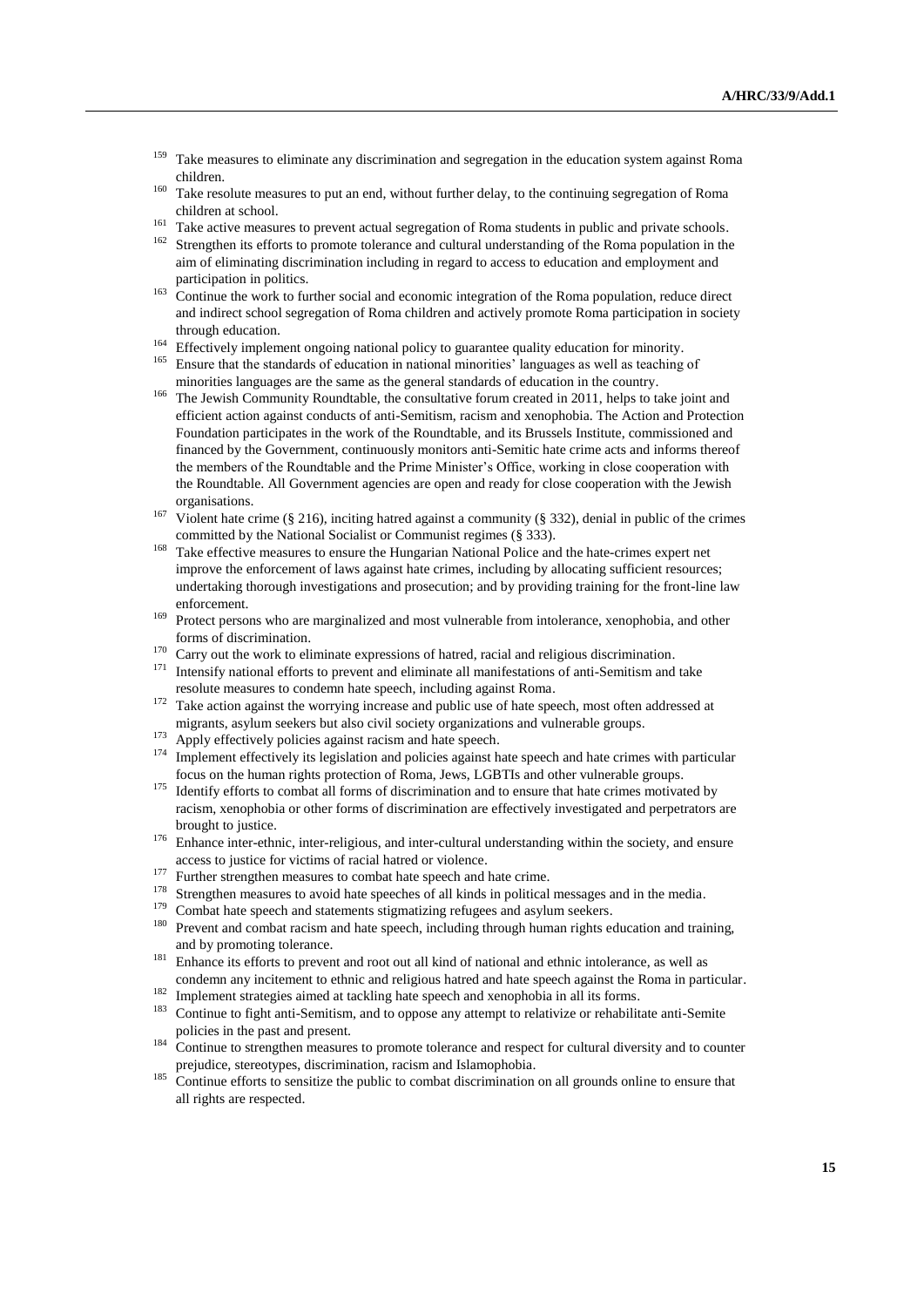[159] Take measures to eliminate any discrimination and segregation in the education system against Roma children.

[160] Take resolute measures to put an end, without further delay, to the continuing segregation of Roma children at school.

[161] Take active measures to prevent actual segregation of Roma students in public and private schools.

[162] Strengthen its efforts to promote tolerance and cultural understanding of the Roma population in the aim of eliminating discrimination including in regard to access to education and employment and participation in politics.

[163] Continue the work to further social and economic integration of the Roma population, reduce direct and indirect school segregation of Roma children and actively promote Roma participation in society through education.

[164] Effectively implement ongoing national policy to guarantee quality education for minority.

[165] Ensure that the standards of education in national minorities' languages as well as teaching of minorities languages are the same as the general standards of education in the country.

[166] The Jewish Community Roundtable, the consultative forum created in 2011, helps to take joint and efficient action against conducts of anti-Semitism, racism and xenophobia. The Action and Protection Foundation participates in the work of the Roundtable, and its Brussels Institute, commissioned and financed by the Government, continuously monitors anti-Semitic hate crime acts and informs thereof the members of the Roundtable and the Prime Minister's Office, working in close cooperation with the Roundtable. All Government agencies are open and ready for close cooperation with the Jewish organisations.

[167] Violent hate crime (§ 216), inciting hatred against a community (§ 332), denial in public of the crimes committed by the National Socialist or Communist regimes (§ 333).

[168] Take effective measures to ensure the Hungarian National Police and the hate-crimes expert net improve the enforcement of laws against hate crimes, including by allocating sufficient resources; undertaking thorough investigations and prosecution; and by providing training for the front-line law enforcement.

[169] Protect persons who are marginalized and most vulnerable from intolerance, xenophobia, and other forms of discrimination.

[170] Carry out the work to eliminate expressions of hatred, racial and religious discrimination.

[171] Intensify national efforts to prevent and eliminate all manifestations of anti-Semitism and take resolute measures to condemn hate speech, including against Roma.

[172] Take action against the worrying increase and public use of hate speech, most often addressed at migrants, asylum seekers but also civil society organizations and vulnerable groups.

[173] Apply effectively policies against racism and hate speech.

[174] Implement effectively its legislation and policies against hate speech and hate crimes with particular focus on the human rights protection of Roma, Jews, LGBTIs and other vulnerable groups.

[175] Identify efforts to combat all forms of discrimination and to ensure that hate crimes motivated by racism, xenophobia or other forms of discrimination are effectively investigated and perpetrators are brought to justice.

[176] Enhance inter-ethnic, inter-religious, and inter-cultural understanding within the society, and ensure access to justice for victims of racial hatred or violence.

[177] Further strengthen measures to combat hate speech and hate crime.

[178] Strengthen measures to avoid hate speeches of all kinds in political messages and in the media.

[179] Combat hate speech and statements stigmatizing refugees and asylum seekers.

[180] Prevent and combat racism and hate speech, including through human rights education and training, and by promoting tolerance.

[181] Enhance its efforts to prevent and root out all kind of national and ethnic intolerance, as well as condemn any incitement to ethnic and religious hatred and hate speech against the Roma in particular.

[182] Implement strategies aimed at tackling hate speech and xenophobia in all its forms.

[183] Continue to fight anti-Semitism, and to oppose any attempt to relativize or rehabilitate anti-Semite policies in the past and present.

[184] Continue to strengthen measures to promote tolerance and respect for cultural diversity and to counter prejudice, stereotypes, discrimination, racism and Islamophobia.

[185] Continue efforts to sensitize the public to combat discrimination on all grounds online to ensure that all rights are respected.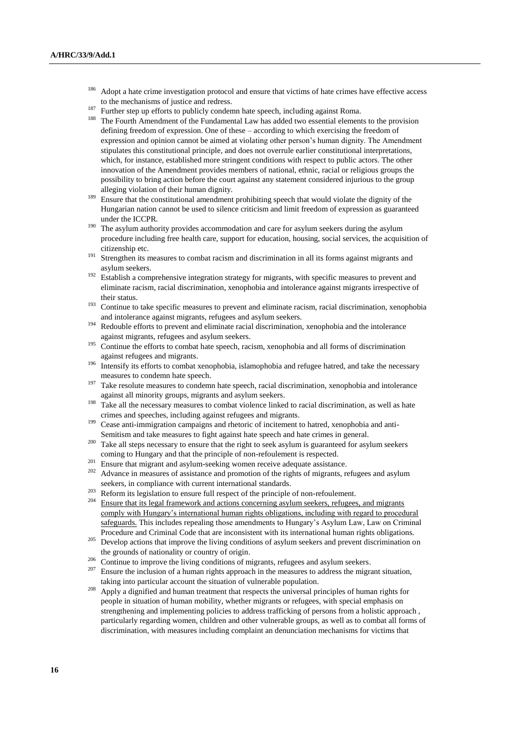[186] Adopt a hate crime investigation protocol and ensure that victims of hate crimes have effective access to the mechanisms of justice and redress.

[187] Further step up efforts to publicly condemn hate speech, including against Roma.

[188] The Fourth Amendment of the Fundamental Law has added two essential elements to the provision defining freedom of expression. One of these – according to which exercising the freedom of expression and opinion cannot be aimed at violating other person's human dignity. The Amendment stipulates this constitutional principle, and does not overrule earlier constitutional interpretations, which, for instance, established more stringent conditions with respect to public actors. The other innovation of the Amendment provides members of national, ethnic, racial or religious groups the possibility to bring action before the court against any statement considered injurious to the group alleging violation of their human dignity.

[189] Ensure that the constitutional amendment prohibiting speech that would violate the dignity of the Hungarian nation cannot be used to silence criticism and limit freedom of expression as guaranteed under the ICCPR.

[190] The asylum authority provides accommodation and care for asylum seekers during the asylum procedure including free health care, support for education, housing, social services, the acquisition of citizenship etc.

[191] Strengthen its measures to combat racism and discrimination in all its forms against migrants and asylum seekers.

[192] Establish a comprehensive integration strategy for migrants, with specific measures to prevent and eliminate racism, racial discrimination, xenophobia and intolerance against migrants irrespective of their status.

[193] Continue to take specific measures to prevent and eliminate racism, racial discrimination, xenophobia and intolerance against migrants, refugees and asylum seekers.

[194] Redouble efforts to prevent and eliminate racial discrimination, xenophobia and the intolerance against migrants, refugees and asylum seekers.

[195] Continue the efforts to combat hate speech, racism, xenophobia and all forms of discrimination against refugees and migrants.

[196] Intensify its efforts to combat xenophobia, islamophobia and refugee hatred, and take the necessary measures to condemn hate speech.

[197] Take resolute measures to condemn hate speech, racial discrimination, xenophobia and intolerance against all minority groups, migrants and asylum seekers.

[198] Take all the necessary measures to combat violence linked to racial discrimination, as well as hate crimes and speeches, including against refugees and migrants.

[199] Cease anti-immigration campaigns and rhetoric of incitement to hatred, xenophobia and anti-Semitism and take measures to fight against hate speech and hate crimes in general.

[200] Take all steps necessary to ensure that the right to seek asylum is guaranteed for asylum seekers coming to Hungary and that the principle of non-refoulement is respected.

[201] Ensure that migrant and asylum-seeking women receive adequate assistance.

[202] Advance in measures of assistance and promotion of the rights of migrants, refugees and asylum seekers, in compliance with current international standards.

[203] Reform its legislation to ensure full respect of the principle of non-refoulement.

[204] <u>Ensure that its legal framework and actions concerning asylum seekers, refugees, and migrants comply with Hungary's international human rights obligations, including with regard to procedural safeguards.</u> This includes repealing those amendments to Hungary's Asylum Law, Law on Criminal Procedure and Criminal Code that are inconsistent with its international human rights obligations.

[205] Develop actions that improve the living conditions of asylum seekers and prevent discrimination on the grounds of nationality or country of origin.

[206] Continue to improve the living conditions of migrants, refugees and asylum seekers.

[207] Ensure the inclusion of a human rights approach in the measures to address the migrant situation, taking into particular account the situation of vulnerable population.

[208] Apply a dignified and human treatment that respects the universal principles of human rights for people in situation of human mobility, whether migrants or refugees, with special emphasis on strengthening and implementing policies to address trafficking of persons from a holistic approach , particularly regarding women, children and other vulnerable groups, as well as to combat all forms of discrimination, with measures including complaint an denunciation mechanisms for victims that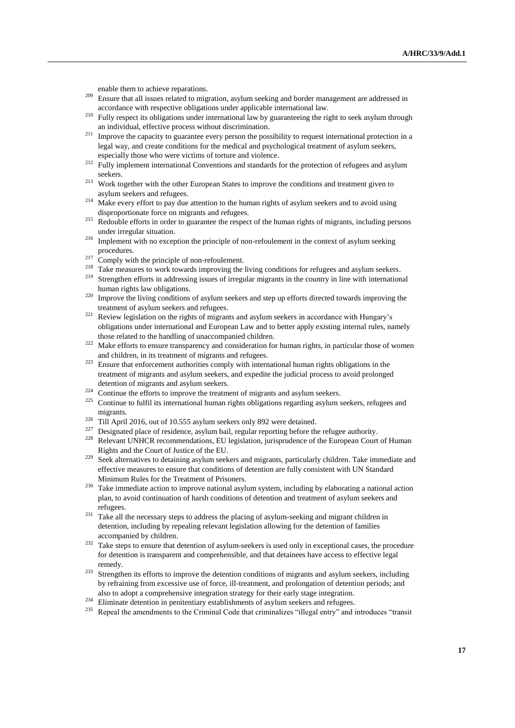enable them to achieve reparations.

[209] Ensure that all issues related to migration, asylum seeking and border management are addressed in accordance with respective obligations under applicable international law.

[210] Fully respect its obligations under international law by guaranteeing the right to seek asylum through an individual, effective process without discrimination.

[211] Improve the capacity to guarantee every person the possibility to request international protection in a legal way, and create conditions for the medical and psychological treatment of asylum seekers, especially those who were victims of torture and violence.

[212] Fully implement international Conventions and standards for the protection of refugees and asylum seekers.

[213] Work together with the other European States to improve the conditions and treatment given to asylum seekers and refugees.

[214] Make every effort to pay due attention to the human rights of asylum seekers and to avoid using disproportionate force on migrants and refugees.

[215] Redouble efforts in order to guarantee the respect of the human rights of migrants, including persons under irregular situation.

[216] Implement with no exception the principle of non-refoulement in the context of asylum seeking procedures.

[217] Comply with the principle of non-refoulement.

[218] Take measures to work towards improving the living conditions for refugees and asylum seekers.

[219] Strengthen efforts in addressing issues of irregular migrants in the country in line with international human rights law obligations.

[220] Improve the living conditions of asylum seekers and step up efforts directed towards improving the treatment of asylum seekers and refugees.

[221] Review legislation on the rights of migrants and asylum seekers in accordance with Hungary's obligations under international and European Law and to better apply existing internal rules, namely those related to the handling of unaccompanied children.

[222] Make efforts to ensure transparency and consideration for human rights, in particular those of women and children, in its treatment of migrants and refugees.

[223] Ensure that enforcement authorities comply with international human rights obligations in the treatment of migrants and asylum seekers, and expedite the judicial process to avoid prolonged detention of migrants and asylum seekers.

[224] Continue the efforts to improve the treatment of migrants and asylum seekers.

[225] Continue to fulfil its international human rights obligations regarding asylum seekers, refugees and migrants.

[226] Till April 2016, out of 10.555 asylum seekers only 892 were detained.

[227] Designated place of residence, asylum bail, regular reporting before the refugee authority.

[228] Relevant UNHCR recommendations, EU legislation, jurisprudence of the European Court of Human Rights and the Court of Justice of the EU.

[229] Seek alternatives to detaining asylum seekers and migrants, particularly children. Take immediate and effective measures to ensure that conditions of detention are fully consistent with UN Standard Minimum Rules for the Treatment of Prisoners.

[230] Take immediate action to improve national asylum system, including by elaborating a national action plan, to avoid continuation of harsh conditions of detention and treatment of asylum seekers and refugees.

[231] Take all the necessary steps to address the placing of asylum-seeking and migrant children in detention, including by repealing relevant legislation allowing for the detention of families accompanied by children.

[232] Take steps to ensure that detention of asylum-seekers is used only in exceptional cases, the procedure for detention is transparent and comprehensible, and that detainees have access to effective legal remedy.

[233] Strengthen its efforts to improve the detention conditions of migrants and asylum seekers, including by refraining from excessive use of force, ill-treatment, and prolongation of detention periods; and also to adopt a comprehensive integration strategy for their early stage integration.

[234] Eliminate detention in penitentiary establishments of asylum seekers and refugees.

[235] Repeal the amendments to the Criminal Code that criminalizes "illegal entry" and introduces "transit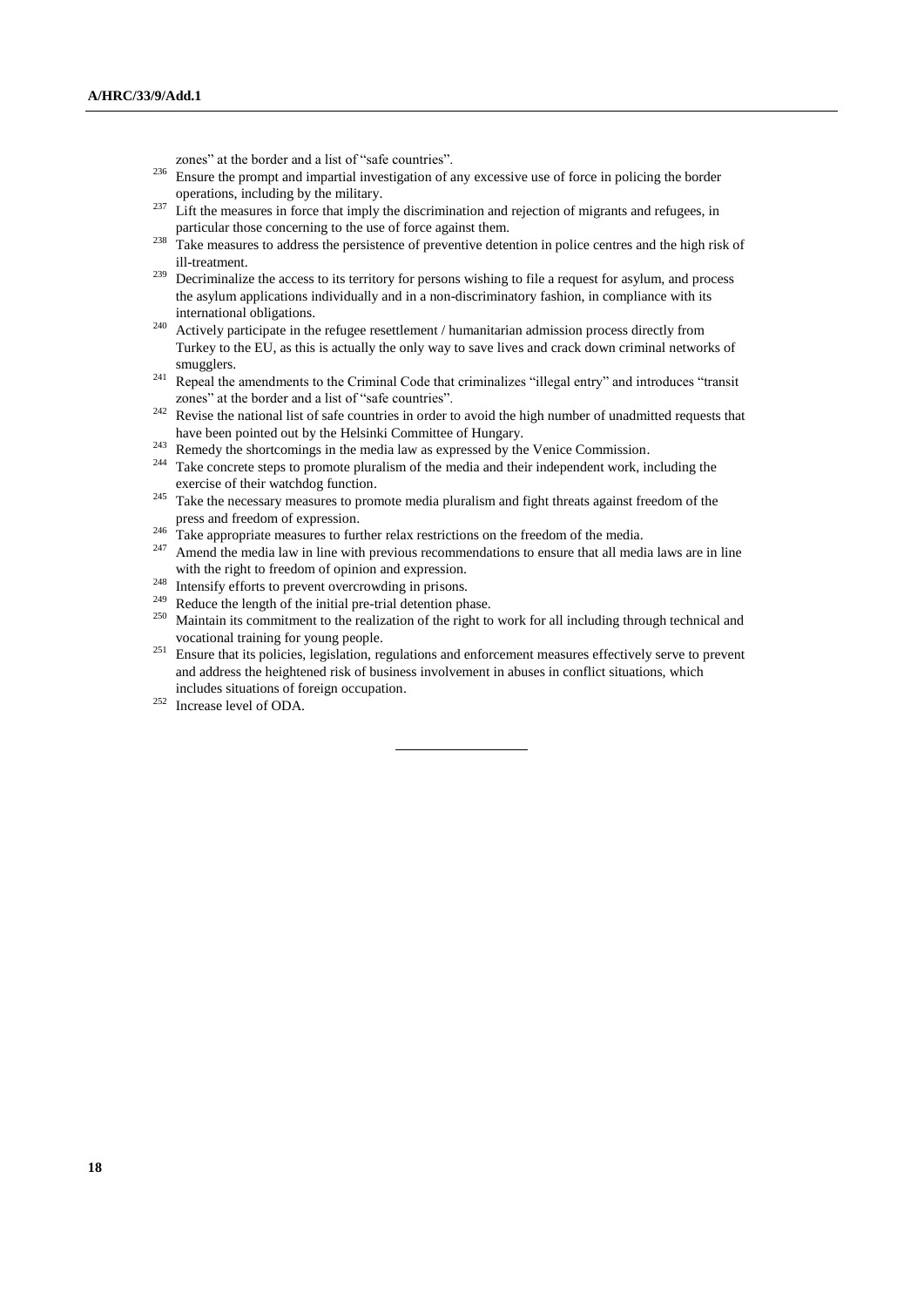zones" at the border and a list of "safe countries".

[236] Ensure the prompt and impartial investigation of any excessive use of force in policing the border operations, including by the military.

[237] Lift the measures in force that imply the discrimination and rejection of migrants and refugees, in particular those concerning to the use of force against them.

[238] Take measures to address the persistence of preventive detention in police centres and the high risk of ill-treatment.

[239] Decriminalize the access to its territory for persons wishing to file a request for asylum, and process the asylum applications individually and in a non-discriminatory fashion, in compliance with its international obligations.

[240] Actively participate in the refugee resettlement / humanitarian admission process directly from Turkey to the EU, as this is actually the only way to save lives and crack down criminal networks of smugglers.

[241] Repeal the amendments to the Criminal Code that criminalizes "illegal entry" and introduces "transit zones" at the border and a list of "safe countries".

[242] Revise the national list of safe countries in order to avoid the high number of unadmitted requests that have been pointed out by the Helsinki Committee of Hungary.

[243] Remedy the shortcomings in the media law as expressed by the Venice Commission.

[244] Take concrete steps to promote pluralism of the media and their independent work, including the exercise of their watchdog function.

[245] Take the necessary measures to promote media pluralism and fight threats against freedom of the press and freedom of expression.

[246] Take appropriate measures to further relax restrictions on the freedom of the media.

[247] Amend the media law in line with previous recommendations to ensure that all media laws are in line with the right to freedom of opinion and expression.

[248] Intensify efforts to prevent overcrowding in prisons.

[249] Reduce the length of the initial pre-trial detention phase.

[250] Maintain its commitment to the realization of the right to work for all including through technical and vocational training for young people.

[251] Ensure that its policies, legislation, regulations and enforcement measures effectively serve to prevent and address the heightened risk of business involvement in abuses in conflict situations, which includes situations of foreign occupation.

[252] Increase level of ODA.